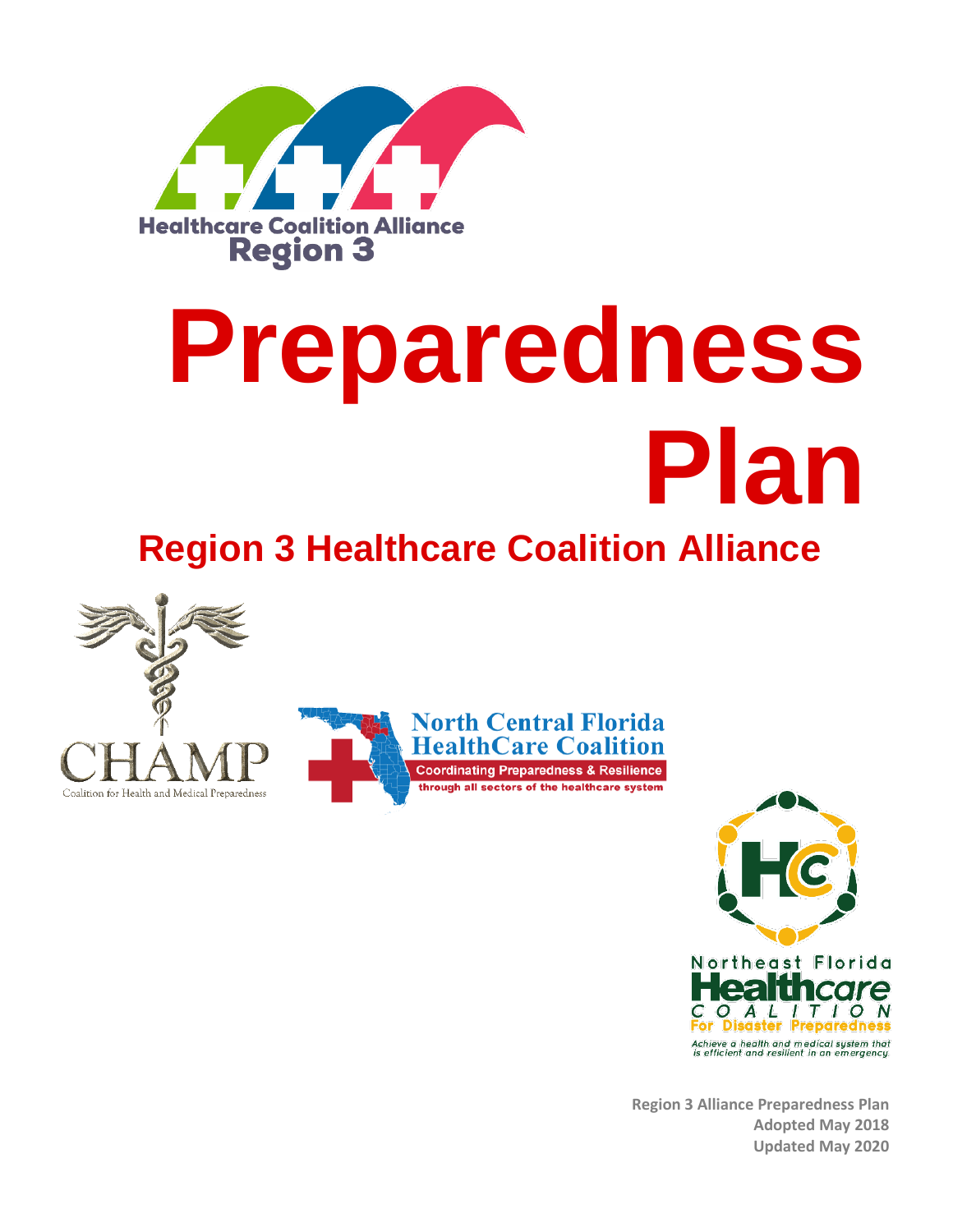Healthcare Coalition Alliance
Region 3

# Preparedness Plan

## Region 3 Healthcare Coalition Alliance

CHAMP
Coalition for Health and Medical Preparedness

North Central Florida HealthCare Coalition
Coordinating Preparedness & Resilience through all sectors of the healthcare system

Northeast Florida Healthcare Coalition For Disaster Preparedness
*Achieve a health and medical system that is efficient and resilient in an emergency.*

**Region 3 Alliance Preparedness Plan**
**Adopted May 2018**
**Updated May 2020**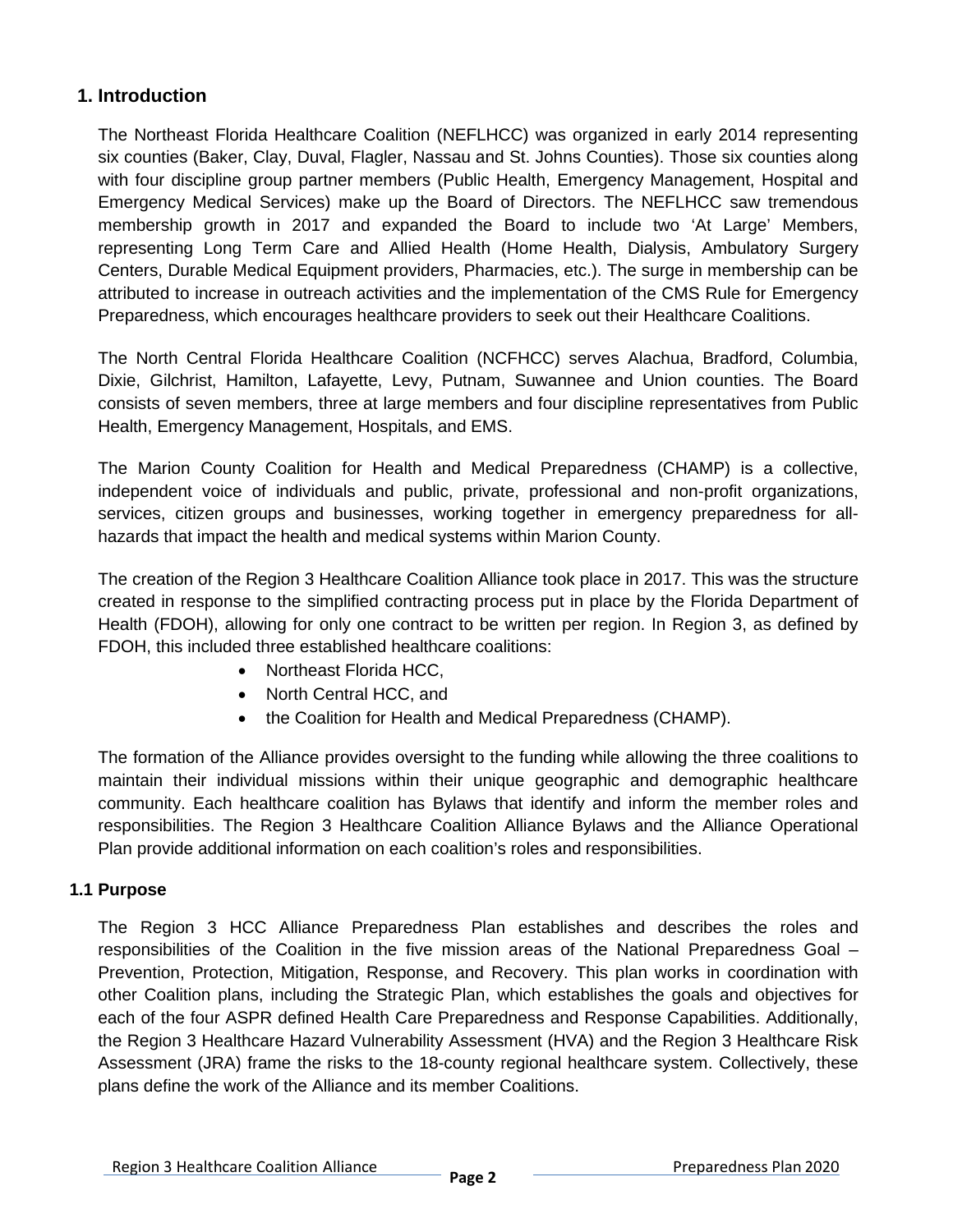## 1. Introduction

The Northeast Florida Healthcare Coalition (NEFLHCC) was organized in early 2014 representing six counties (Baker, Clay, Duval, Flagler, Nassau and St. Johns Counties). Those six counties along with four discipline group partner members (Public Health, Emergency Management, Hospital and Emergency Medical Services) make up the Board of Directors. The NEFLHCC saw tremendous membership growth in 2017 and expanded the Board to include two 'At Large' Members, representing Long Term Care and Allied Health (Home Health, Dialysis, Ambulatory Surgery Centers, Durable Medical Equipment providers, Pharmacies, etc.). The surge in membership can be attributed to increase in outreach activities and the implementation of the CMS Rule for Emergency Preparedness, which encourages healthcare providers to seek out their Healthcare Coalitions.

The North Central Florida Healthcare Coalition (NCFHCC) serves Alachua, Bradford, Columbia, Dixie, Gilchrist, Hamilton, Lafayette, Levy, Putnam, Suwannee and Union counties. The Board consists of seven members, three at large members and four discipline representatives from Public Health, Emergency Management, Hospitals, and EMS.

The Marion County Coalition for Health and Medical Preparedness (CHAMP) is a collective, independent voice of individuals and public, private, professional and non-profit organizations, services, citizen groups and businesses, working together in emergency preparedness for all-hazards that impact the health and medical systems within Marion County.

The creation of the Region 3 Healthcare Coalition Alliance took place in 2017. This was the structure created in response to the simplified contracting process put in place by the Florida Department of Health (FDOH), allowing for only one contract to be written per region. In Region 3, as defined by FDOH, this included three established healthcare coalitions:

- Northeast Florida HCC,
- North Central HCC, and
- the Coalition for Health and Medical Preparedness (CHAMP).

The formation of the Alliance provides oversight to the funding while allowing the three coalitions to maintain their individual missions within their unique geographic and demographic healthcare community. Each healthcare coalition has Bylaws that identify and inform the member roles and responsibilities. The Region 3 Healthcare Coalition Alliance Bylaws and the Alliance Operational Plan provide additional information on each coalition's roles and responsibilities.

### 1.1 Purpose

The Region 3 HCC Alliance Preparedness Plan establishes and describes the roles and responsibilities of the Coalition in the five mission areas of the National Preparedness Goal – Prevention, Protection, Mitigation, Response, and Recovery. This plan works in coordination with other Coalition plans, including the Strategic Plan, which establishes the goals and objectives for each of the four ASPR defined Health Care Preparedness and Response Capabilities. Additionally, the Region 3 Healthcare Hazard Vulnerability Assessment (HVA) and the Region 3 Healthcare Risk Assessment (JRA) frame the risks to the 18-county regional healthcare system. Collectively, these plans define the work of the Alliance and its member Coalitions.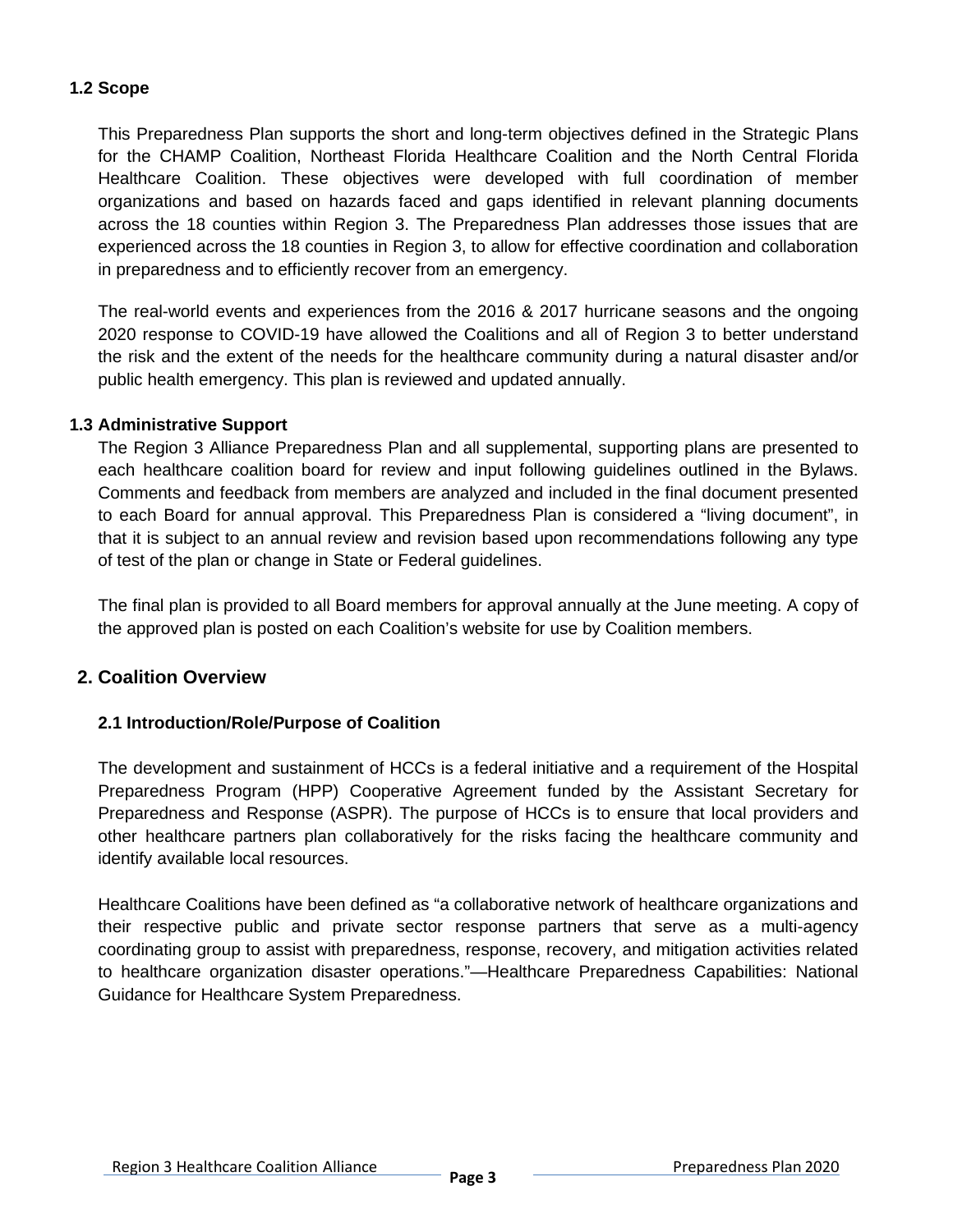### 1.2 Scope

This Preparedness Plan supports the short and long-term objectives defined in the Strategic Plans for the CHAMP Coalition, Northeast Florida Healthcare Coalition and the North Central Florida Healthcare Coalition. These objectives were developed with full coordination of member organizations and based on hazards faced and gaps identified in relevant planning documents across the 18 counties within Region 3. The Preparedness Plan addresses those issues that are experienced across the 18 counties in Region 3, to allow for effective coordination and collaboration in preparedness and to efficiently recover from an emergency.

The real-world events and experiences from the 2016 & 2017 hurricane seasons and the ongoing 2020 response to COVID-19 have allowed the Coalitions and all of Region 3 to better understand the risk and the extent of the needs for the healthcare community during a natural disaster and/or public health emergency. This plan is reviewed and updated annually.

### 1.3 Administrative Support

The Region 3 Alliance Preparedness Plan and all supplemental, supporting plans are presented to each healthcare coalition board for review and input following guidelines outlined in the Bylaws. Comments and feedback from members are analyzed and included in the final document presented to each Board for annual approval. This Preparedness Plan is considered a "living document", in that it is subject to an annual review and revision based upon recommendations following any type of test of the plan or change in State or Federal guidelines.

The final plan is provided to all Board members for approval annually at the June meeting. A copy of the approved plan is posted on each Coalition's website for use by Coalition members.

## 2. Coalition Overview

### 2.1 Introduction/Role/Purpose of Coalition

The development and sustainment of HCCs is a federal initiative and a requirement of the Hospital Preparedness Program (HPP) Cooperative Agreement funded by the Assistant Secretary for Preparedness and Response (ASPR). The purpose of HCCs is to ensure that local providers and other healthcare partners plan collaboratively for the risks facing the healthcare community and identify available local resources.

Healthcare Coalitions have been defined as "a collaborative network of healthcare organizations and their respective public and private sector response partners that serve as a multi-agency coordinating group to assist with preparedness, response, recovery, and mitigation activities related to healthcare organization disaster operations."—Healthcare Preparedness Capabilities: National Guidance for Healthcare System Preparedness.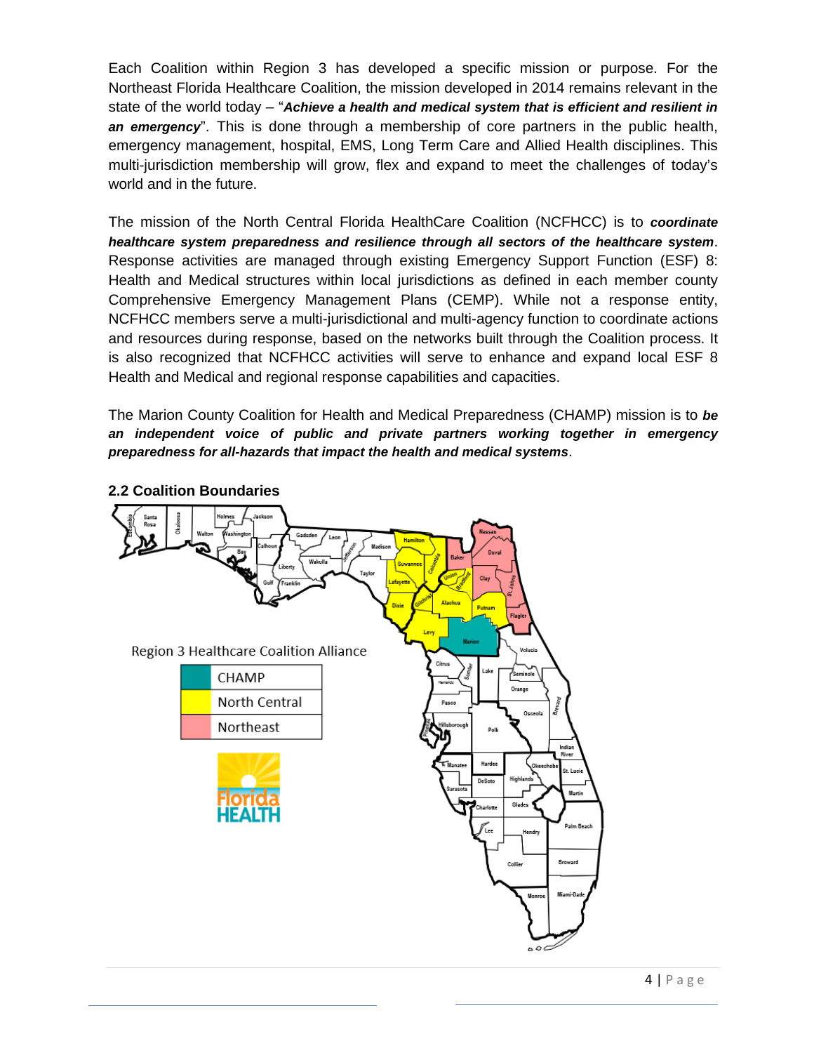Each Coalition within Region 3 has developed a specific mission or purpose. For the Northeast Florida Healthcare Coalition, the mission developed in 2014 remains relevant in the state of the world today – "***Achieve a health and medical system that is efficient and resilient in an emergency***". This is done through a membership of core partners in the public health, emergency management, hospital, EMS, Long Term Care and Allied Health disciplines. This multi-jurisdiction membership will grow, flex and expand to meet the challenges of today's world and in the future.

The mission of the North Central Florida HealthCare Coalition (NCFHCC) is to ***coordinate healthcare system preparedness and resilience through all sectors of the healthcare system***. Response activities are managed through existing Emergency Support Function (ESF) 8: Health and Medical structures within local jurisdictions as defined in each member county Comprehensive Emergency Management Plans (CEMP). While not a response entity, NCFHCC members serve a multi-jurisdictional and multi-agency function to coordinate actions and resources during response, based on the networks built through the Coalition process. It is also recognized that NCFHCC activities will serve to enhance and expand local ESF 8 Health and Medical and regional response capabilities and capacities.

The Marion County Coalition for Health and Medical Preparedness (CHAMP) mission is to ***be an independent voice of public and private partners working together in emergency preparedness for all-hazards that impact the health and medical systems***.

### 2.2 Coalition Boundaries

Region 3 Healthcare Coalition Alliance

| | |
|---|---|
| (teal) | CHAMP |
| (yellow) | North Central |
| (pink) | Northeast |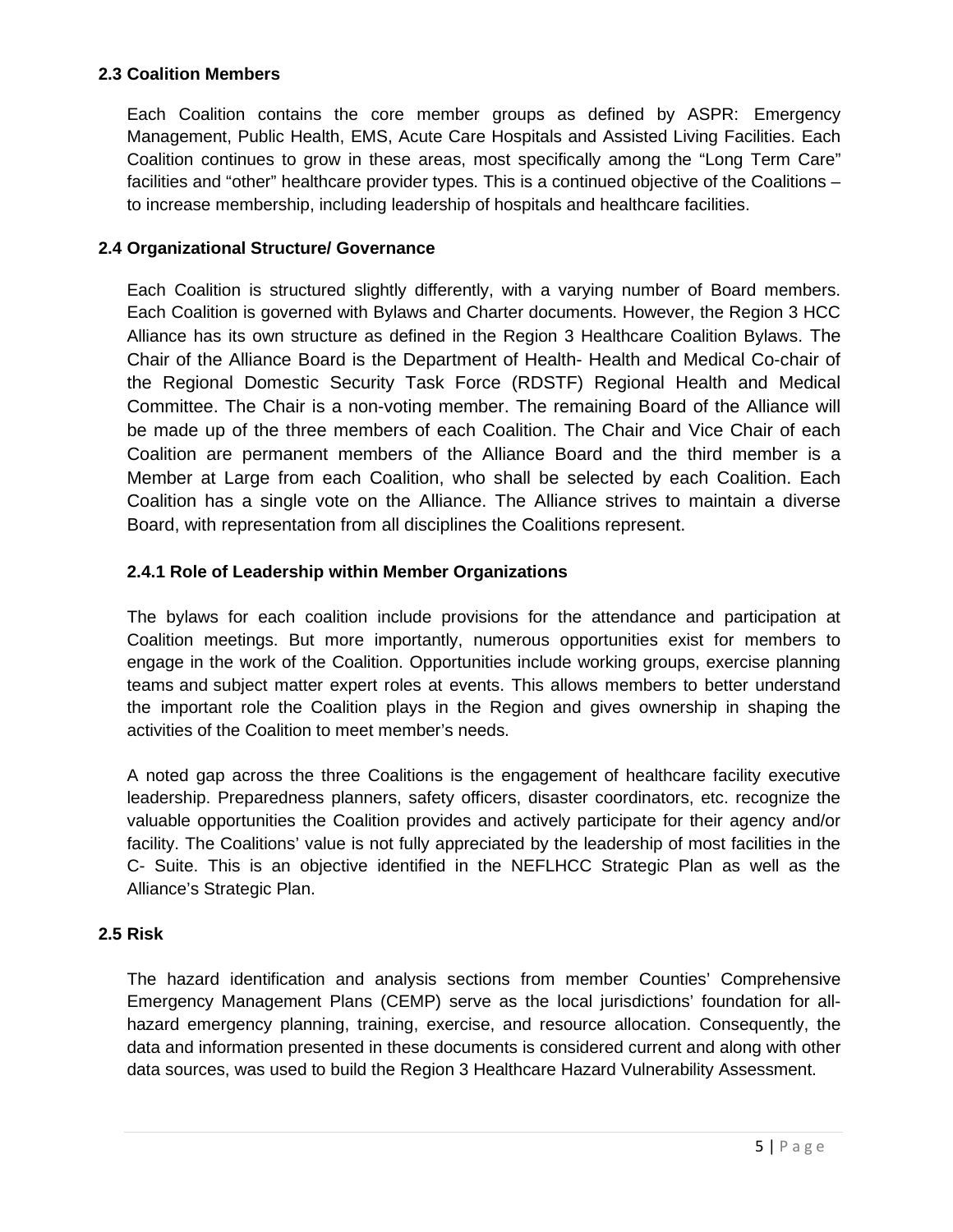### 2.3 Coalition Members

Each Coalition contains the core member groups as defined by ASPR: Emergency Management, Public Health, EMS, Acute Care Hospitals and Assisted Living Facilities. Each Coalition continues to grow in these areas, most specifically among the "Long Term Care" facilities and "other" healthcare provider types. This is a continued objective of the Coalitions – to increase membership, including leadership of hospitals and healthcare facilities.

### 2.4 Organizational Structure/ Governance

Each Coalition is structured slightly differently, with a varying number of Board members. Each Coalition is governed with Bylaws and Charter documents. However, the Region 3 HCC Alliance has its own structure as defined in the Region 3 Healthcare Coalition Bylaws. The Chair of the Alliance Board is the Department of Health- Health and Medical Co-chair of the Regional Domestic Security Task Force (RDSTF) Regional Health and Medical Committee. The Chair is a non-voting member. The remaining Board of the Alliance will be made up of the three members of each Coalition. The Chair and Vice Chair of each Coalition are permanent members of the Alliance Board and the third member is a Member at Large from each Coalition, who shall be selected by each Coalition. Each Coalition has a single vote on the Alliance. The Alliance strives to maintain a diverse Board, with representation from all disciplines the Coalitions represent.

#### 2.4.1 Role of Leadership within Member Organizations

The bylaws for each coalition include provisions for the attendance and participation at Coalition meetings. But more importantly, numerous opportunities exist for members to engage in the work of the Coalition. Opportunities include working groups, exercise planning teams and subject matter expert roles at events. This allows members to better understand the important role the Coalition plays in the Region and gives ownership in shaping the activities of the Coalition to meet member's needs.

A noted gap across the three Coalitions is the engagement of healthcare facility executive leadership. Preparedness planners, safety officers, disaster coordinators, etc. recognize the valuable opportunities the Coalition provides and actively participate for their agency and/or facility. The Coalitions' value is not fully appreciated by the leadership of most facilities in the C- Suite. This is an objective identified in the NEFLHCC Strategic Plan as well as the Alliance's Strategic Plan.

### 2.5 Risk

The hazard identification and analysis sections from member Counties' Comprehensive Emergency Management Plans (CEMP) serve as the local jurisdictions' foundation for all-hazard emergency planning, training, exercise, and resource allocation. Consequently, the data and information presented in these documents is considered current and along with other data sources, was used to build the Region 3 Healthcare Hazard Vulnerability Assessment.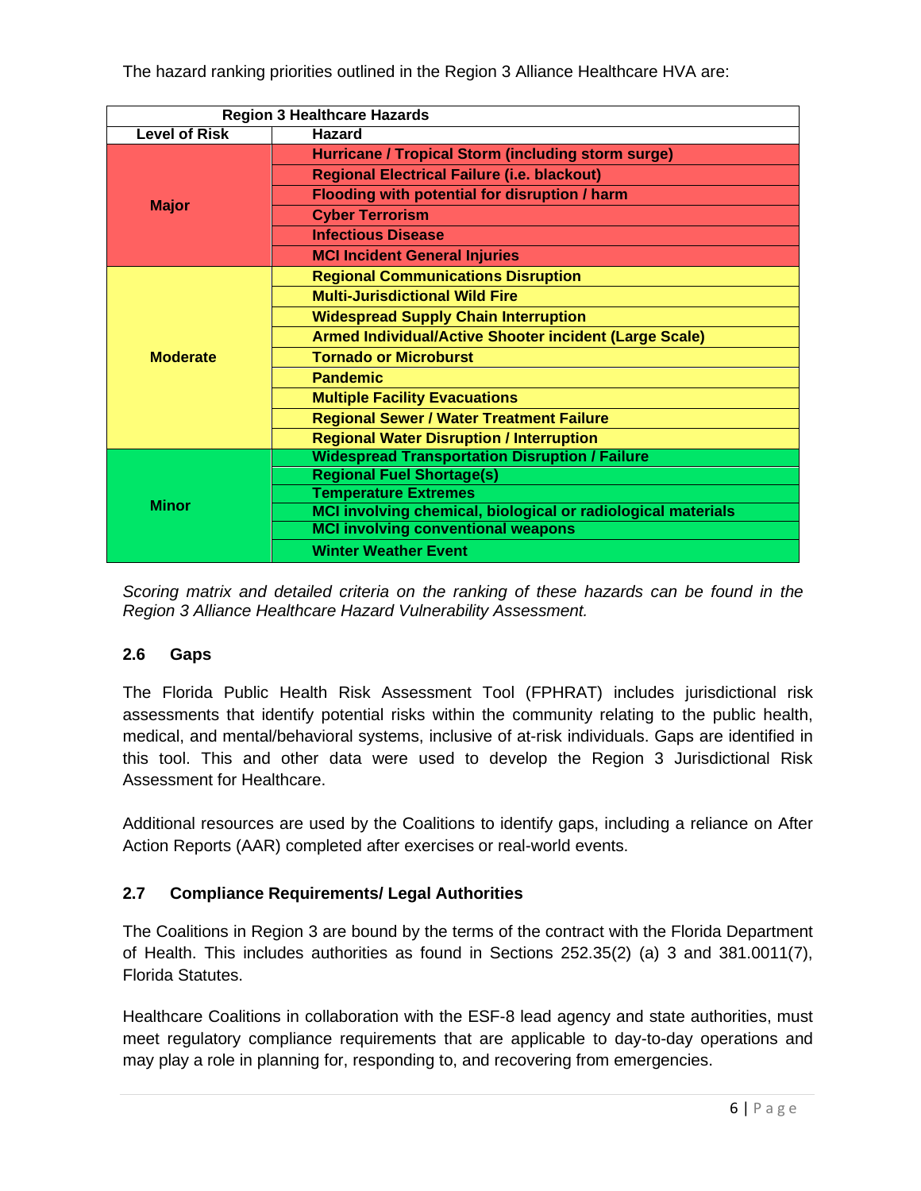The hazard ranking priorities outlined in the Region 3 Alliance Healthcare HVA are:

| Region 3 Healthcare Hazards | |
|---|---|
| **Level of Risk** | **Hazard** |
| **Major** | **Hurricane / Tropical Storm (including storm surge)** |
| | **Regional Electrical Failure (i.e. blackout)** |
| | **Flooding with potential for disruption / harm** |
| | **Cyber Terrorism** |
| | **Infectious Disease** |
| | **MCI Incident General Injuries** |
| **Moderate** | **Regional Communications Disruption** |
| | **Multi-Jurisdictional Wild Fire** |
| | **Widespread Supply Chain Interruption** |
| | **Armed Individual/Active Shooter incident (Large Scale)** |
| | **Tornado or Microburst** |
| | **Pandemic** |
| | **Multiple Facility Evacuations** |
| | **Regional Sewer / Water Treatment Failure** |
| | **Regional Water Disruption / Interruption** |
| **Minor** | **Widespread Transportation Disruption / Failure** |
| | **Regional Fuel Shortage(s)** |
| | **Temperature Extremes** |
| | **MCI involving chemical, biological or radiological materials** |
| | **MCI involving conventional weapons** |
| | **Winter Weather Event** |

*Scoring matrix and detailed criteria on the ranking of these hazards can be found in the Region 3 Alliance Healthcare Hazard Vulnerability Assessment.*

### 2.6 Gaps

The Florida Public Health Risk Assessment Tool (FPHRAT) includes jurisdictional risk assessments that identify potential risks within the community relating to the public health, medical, and mental/behavioral systems, inclusive of at-risk individuals. Gaps are identified in this tool. This and other data were used to develop the Region 3 Jurisdictional Risk Assessment for Healthcare.

Additional resources are used by the Coalitions to identify gaps, including a reliance on After Action Reports (AAR) completed after exercises or real-world events.

### 2.7 Compliance Requirements/ Legal Authorities

The Coalitions in Region 3 are bound by the terms of the contract with the Florida Department of Health. This includes authorities as found in Sections 252.35(2) (a) 3 and 381.0011(7), Florida Statutes.

Healthcare Coalitions in collaboration with the ESF-8 lead agency and state authorities, must meet regulatory compliance requirements that are applicable to day-to-day operations and may play a role in planning for, responding to, and recovering from emergencies.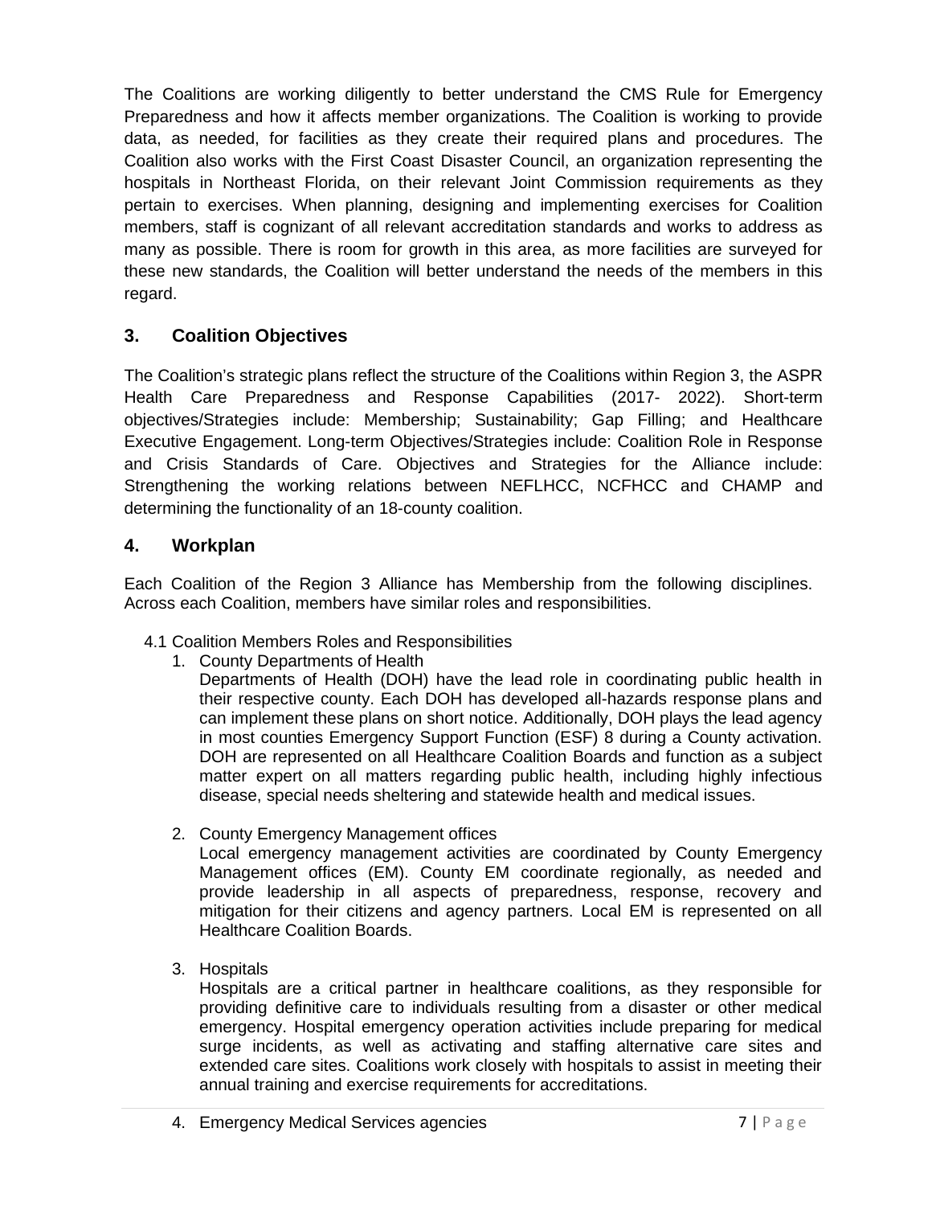The Coalitions are working diligently to better understand the CMS Rule for Emergency Preparedness and how it affects member organizations. The Coalition is working to provide data, as needed, for facilities as they create their required plans and procedures. The Coalition also works with the First Coast Disaster Council, an organization representing the hospitals in Northeast Florida, on their relevant Joint Commission requirements as they pertain to exercises. When planning, designing and implementing exercises for Coalition members, staff is cognizant of all relevant accreditation standards and works to address as many as possible. There is room for growth in this area, as more facilities are surveyed for these new standards, the Coalition will better understand the needs of the members in this regard.

## 3. Coalition Objectives

The Coalition's strategic plans reflect the structure of the Coalitions within Region 3, the ASPR Health Care Preparedness and Response Capabilities (2017- 2022). Short-term objectives/Strategies include: Membership; Sustainability; Gap Filling; and Healthcare Executive Engagement. Long-term Objectives/Strategies include: Coalition Role in Response and Crisis Standards of Care. Objectives and Strategies for the Alliance include: Strengthening the working relations between NEFLHCC, NCFHCC and CHAMP and determining the functionality of an 18-county coalition.

## 4. Workplan

Each Coalition of the Region 3 Alliance has Membership from the following disciplines. Across each Coalition, members have similar roles and responsibilities.

4.1 Coalition Members Roles and Responsibilities

1. County Departments of Health
   Departments of Health (DOH) have the lead role in coordinating public health in their respective county. Each DOH has developed all-hazards response plans and can implement these plans on short notice. Additionally, DOH plays the lead agency in most counties Emergency Support Function (ESF) 8 during a County activation. DOH are represented on all Healthcare Coalition Boards and function as a subject matter expert on all matters regarding public health, including highly infectious disease, special needs sheltering and statewide health and medical issues.

2. County Emergency Management offices
   Local emergency management activities are coordinated by County Emergency Management offices (EM). County EM coordinate regionally, as needed and provide leadership in all aspects of preparedness, response, recovery and mitigation for their citizens and agency partners. Local EM is represented on all Healthcare Coalition Boards.

3. Hospitals
   Hospitals are a critical partner in healthcare coalitions, as they responsible for providing definitive care to individuals resulting from a disaster or other medical emergency. Hospital emergency operation activities include preparing for medical surge incidents, as well as activating and staffing alternative care sites and extended care sites. Coalitions work closely with hospitals to assist in meeting their annual training and exercise requirements for accreditations.

4. Emergency Medical Services agencies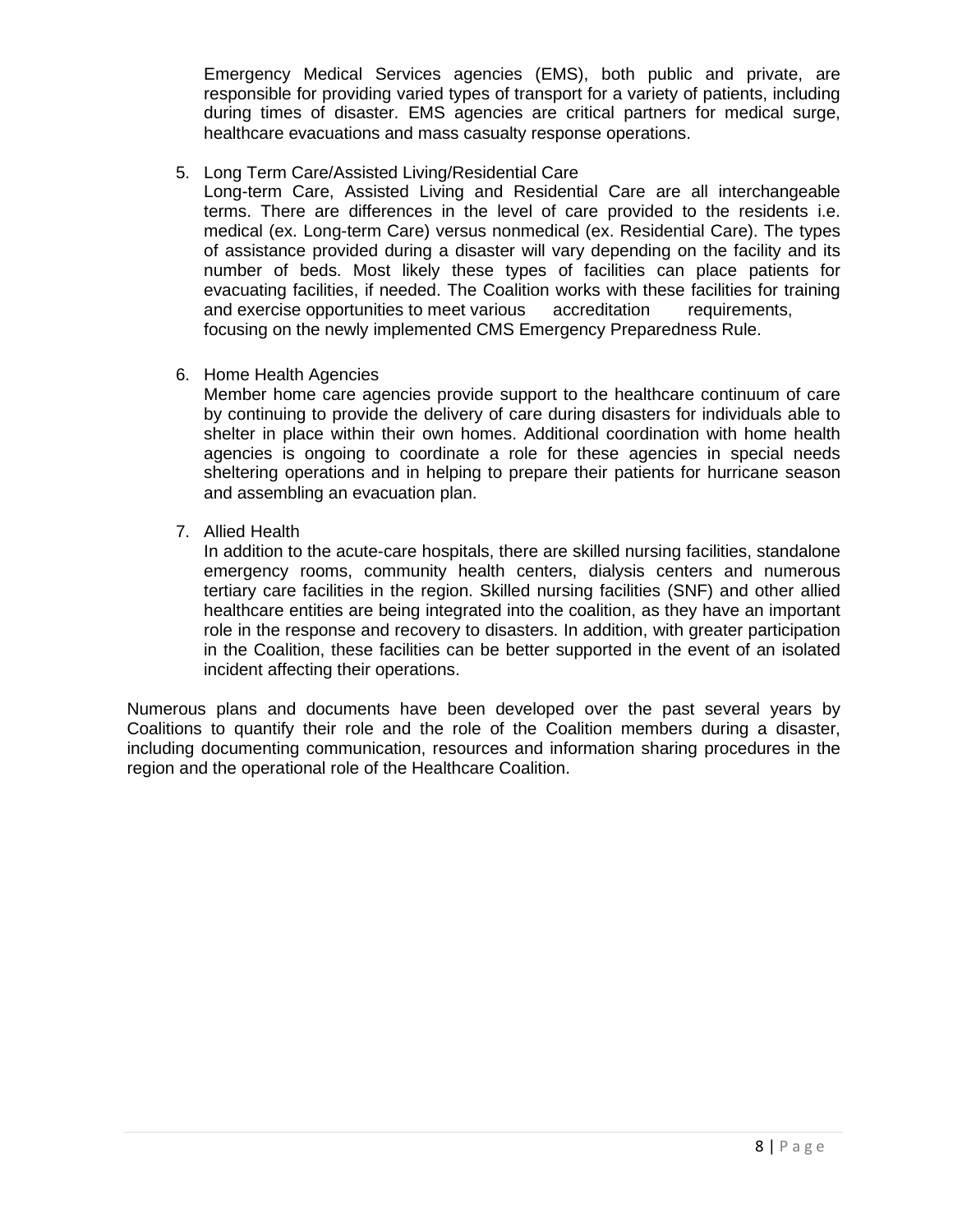Emergency Medical Services agencies (EMS), both public and private, are responsible for providing varied types of transport for a variety of patients, including during times of disaster. EMS agencies are critical partners for medical surge, healthcare evacuations and mass casualty response operations.

5. Long Term Care/Assisted Living/Residential Care
   Long-term Care, Assisted Living and Residential Care are all interchangeable terms. There are differences in the level of care provided to the residents i.e. medical (ex. Long-term Care) versus nonmedical (ex. Residential Care). The types of assistance provided during a disaster will vary depending on the facility and its number of beds. Most likely these types of facilities can place patients for evacuating facilities, if needed. The Coalition works with these facilities for training and exercise opportunities to meet various accreditation requirements, focusing on the newly implemented CMS Emergency Preparedness Rule.

6. Home Health Agencies
   Member home care agencies provide support to the healthcare continuum of care by continuing to provide the delivery of care during disasters for individuals able to shelter in place within their own homes. Additional coordination with home health agencies is ongoing to coordinate a role for these agencies in special needs sheltering operations and in helping to prepare their patients for hurricane season and assembling an evacuation plan.

7. Allied Health
   In addition to the acute-care hospitals, there are skilled nursing facilities, standalone emergency rooms, community health centers, dialysis centers and numerous tertiary care facilities in the region. Skilled nursing facilities (SNF) and other allied healthcare entities are being integrated into the coalition, as they have an important role in the response and recovery to disasters. In addition, with greater participation in the Coalition, these facilities can be better supported in the event of an isolated incident affecting their operations.

Numerous plans and documents have been developed over the past several years by Coalitions to quantify their role and the role of the Coalition members during a disaster, including documenting communication, resources and information sharing procedures in the region and the operational role of the Healthcare Coalition.